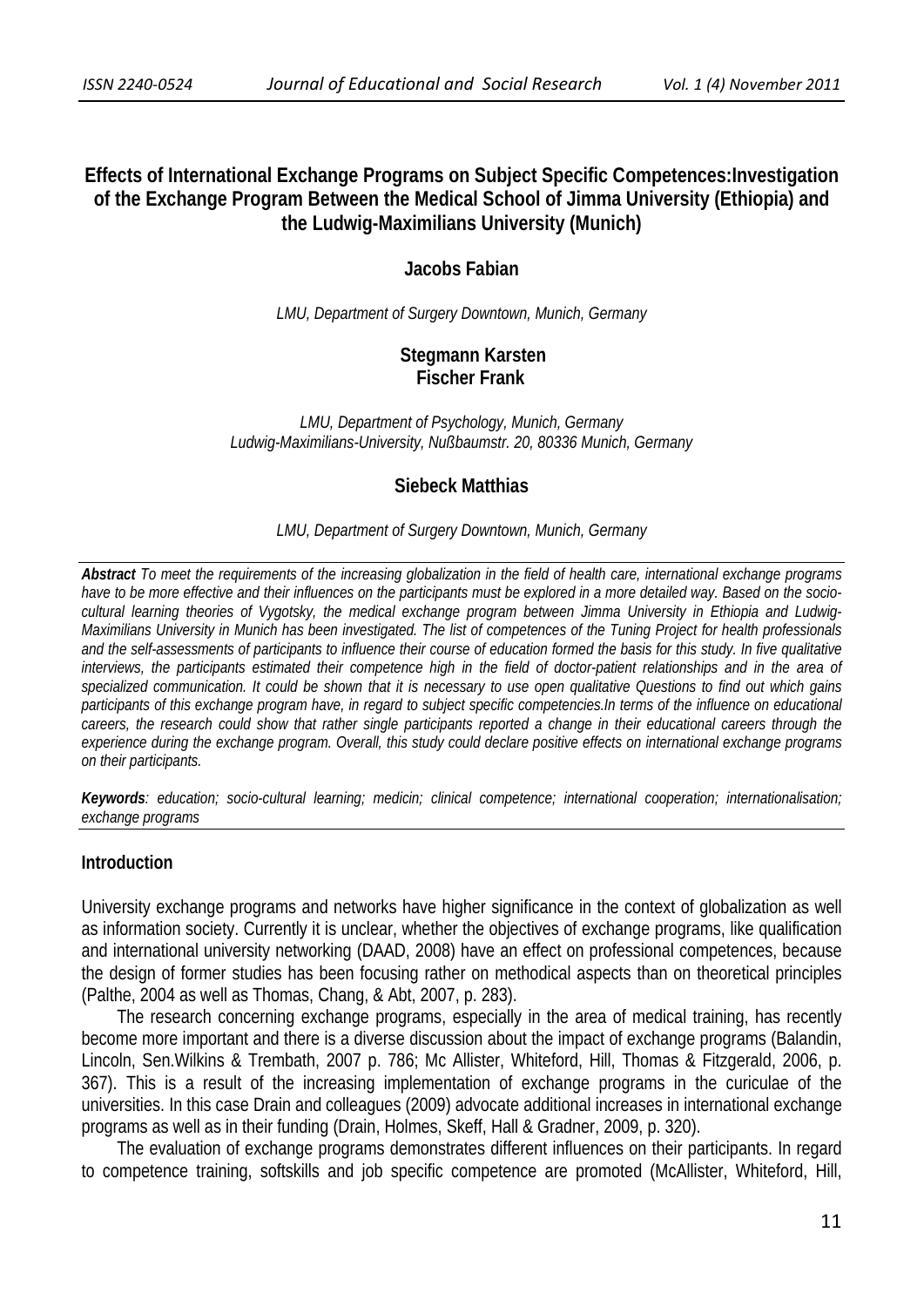# Effects of International Exchange Programs on Subject Specific Competences:Investigation of the Exchange Program Between the Medical School of Jimma University (Ethiopia) and the Ludwig-Maximilians University (Munich)

**Jacobs Fabian**

*LMU, Department of Surgery Downtown, Munich, Germany*

**Stegmann Karsten**
**Fischer Frank**

*LMU, Department of Psychology, Munich, Germany*
*Ludwig-Maximilians-University, Nußbaumstr. 20, 80336 Munich, Germany*

**Siebeck Matthias**

*LMU, Department of Surgery Downtown, Munich, Germany*

***Abstract*** *To meet the requirements of the increasing globalization in the field of health care, international exchange programs have to be more effective and their influences on the participants must be explored in a more detailed way. Based on the socio-cultural learning theories of Vygotsky, the medical exchange program between Jimma University in Ethiopia and Ludwig-Maximilians University in Munich has been investigated. The list of competences of the Tuning Project for health professionals and the self-assessments of participants to influence their course of education formed the basis for this study. In five qualitative interviews, the participants estimated their competence high in the field of doctor-patient relationships and in the area of specialized communication. It could be shown that it is necessary to use open qualitative Questions to find out which gains participants of this exchange program have, in regard to subject specific competencies.In terms of the influence on educational careers, the research could show that rather single participants reported a change in their educational careers through the experience during the exchange program. Overall, this study could declare positive effects on international exchange programs on their participants.*

***Keywords****: education; socio-cultural learning; medicin; clinical competence; international cooperation; internationalisation; exchange programs*

## Introduction

University exchange programs and networks have higher significance in the context of globalization as well as information society. Currently it is unclear, whether the objectives of exchange programs, like qualification and international university networking (DAAD, 2008) have an effect on professional competences, because the design of former studies has been focusing rather on methodical aspects than on theoretical principles (Palthe, 2004 as well as Thomas, Chang, & Abt, 2007, p. 283).

The research concerning exchange programs, especially in the area of medical training, has recently become more important and there is a diverse discussion about the impact of exchange programs (Balandin, Lincoln, Sen.Wilkins & Trembath, 2007 p. 786; Mc Allister, Whiteford, Hill, Thomas & Fitzgerald, 2006, p. 367). This is a result of the increasing implementation of exchange programs in the curiculae of the universities. In this case Drain and colleagues (2009) advocate additional increases in international exchange programs as well as in their funding (Drain, Holmes, Skeff, Hall & Gradner, 2009, p. 320).

The evaluation of exchange programs demonstrates different influences on their participants. In regard to competence training, softskills and job specific competence are promoted (McAllister, Whiteford, Hill,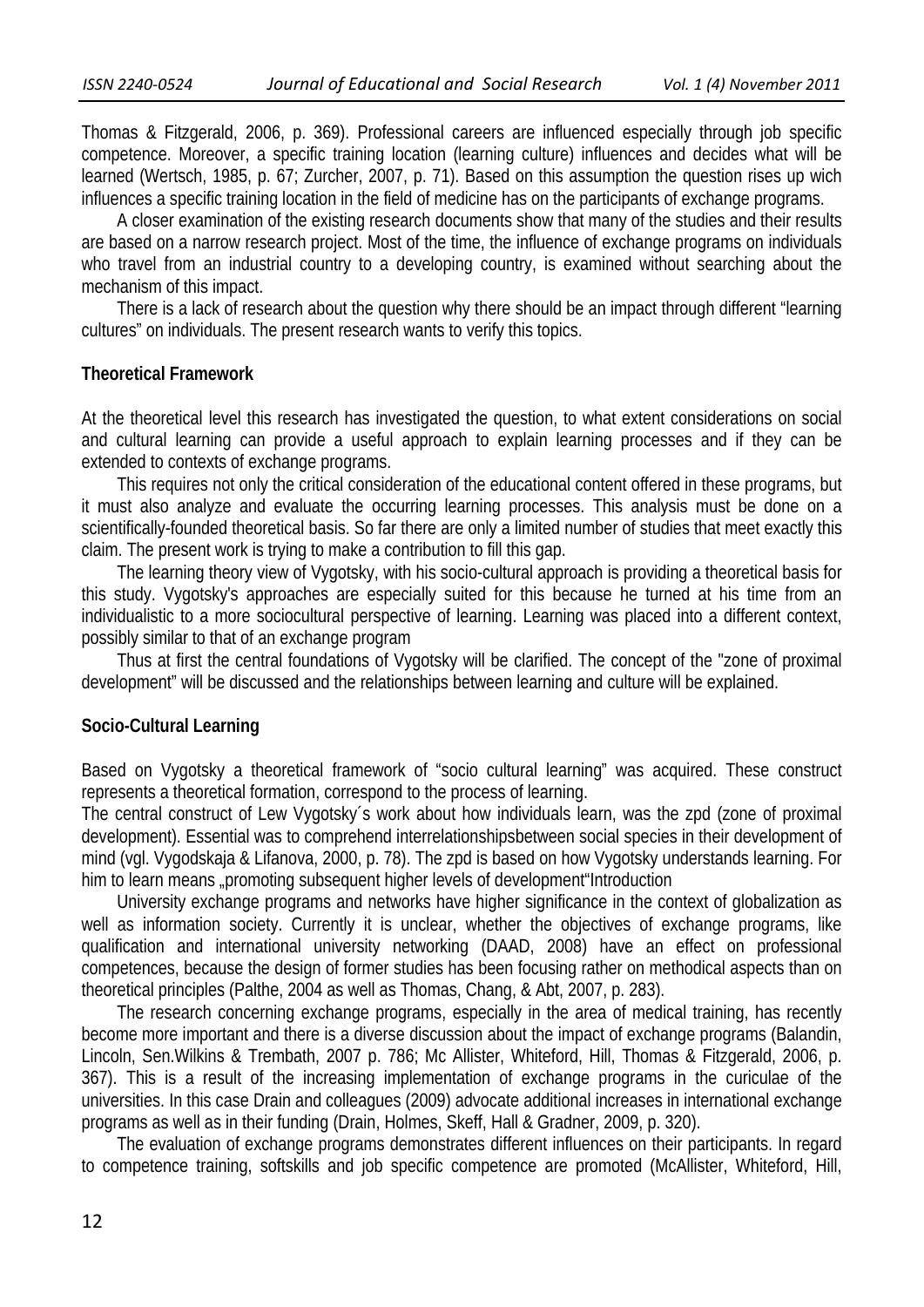Thomas & Fitzgerald, 2006, p. 369). Professional careers are influenced especially through job specific competence. Moreover, a specific training location (learning culture) influences and decides what will be learned (Wertsch, 1985, p. 67; Zurcher, 2007, p. 71). Based on this assumption the question rises up wich influences a specific training location in the field of medicine has on the participants of exchange programs.

A closer examination of the existing research documents show that many of the studies and their results are based on a narrow research project. Most of the time, the influence of exchange programs on individuals who travel from an industrial country to a developing country, is examined without searching about the mechanism of this impact.

There is a lack of research about the question why there should be an impact through different "learning cultures" on individuals. The present research wants to verify this topics.

**Theoretical Framework**

At the theoretical level this research has investigated the question, to what extent considerations on social and cultural learning can provide a useful approach to explain learning processes and if they can be extended to contexts of exchange programs.

This requires not only the critical consideration of the educational content offered in these programs, but it must also analyze and evaluate the occurring learning processes. This analysis must be done on a scientifically-founded theoretical basis. So far there are only a limited number of studies that meet exactly this claim. The present work is trying to make a contribution to fill this gap.

The learning theory view of Vygotsky, with his socio-cultural approach is providing a theoretical basis for this study. Vygotsky's approaches are especially suited for this because he turned at his time from an individualistic to a more sociocultural perspective of learning. Learning was placed into a different context, possibly similar to that of an exchange program

Thus at first the central foundations of Vygotsky will be clarified. The concept of the "zone of proximal development" will be discussed and the relationships between learning and culture will be explained.

**Socio-Cultural Learning**

Based on Vygotsky a theoretical framework of "socio cultural learning" was acquired. These construct represents a theoretical formation, correspond to the process of learning.
The central construct of Lew Vygotsky´s work about how individuals learn, was the zpd (zone of proximal development). Essential was to comprehend interrelationshipsbetween social species in their development of mind (vgl. Vygodskaja & Lifanova, 2000, p. 78). The zpd is based on how Vygotsky understands learning. For him to learn means „promoting subsequent higher levels of development"Introduction

University exchange programs and networks have higher significance in the context of globalization as well as information society. Currently it is unclear, whether the objectives of exchange programs, like qualification and international university networking (DAAD, 2008) have an effect on professional competences, because the design of former studies has been focusing rather on methodical aspects than on theoretical principles (Palthe, 2004 as well as Thomas, Chang, & Abt, 2007, p. 283).

The research concerning exchange programs, especially in the area of medical training, has recently become more important and there is a diverse discussion about the impact of exchange programs (Balandin, Lincoln, Sen.Wilkins & Trembath, 2007 p. 786; Mc Allister, Whiteford, Hill, Thomas & Fitzgerald, 2006, p. 367). This is a result of the increasing implementation of exchange programs in the curiculae of the universities. In this case Drain and colleagues (2009) advocate additional increases in international exchange programs as well as in their funding (Drain, Holmes, Skeff, Hall & Gradner, 2009, p. 320).

The evaluation of exchange programs demonstrates different influences on their participants. In regard to competence training, softskills and job specific competence are promoted (McAllister, Whiteford, Hill,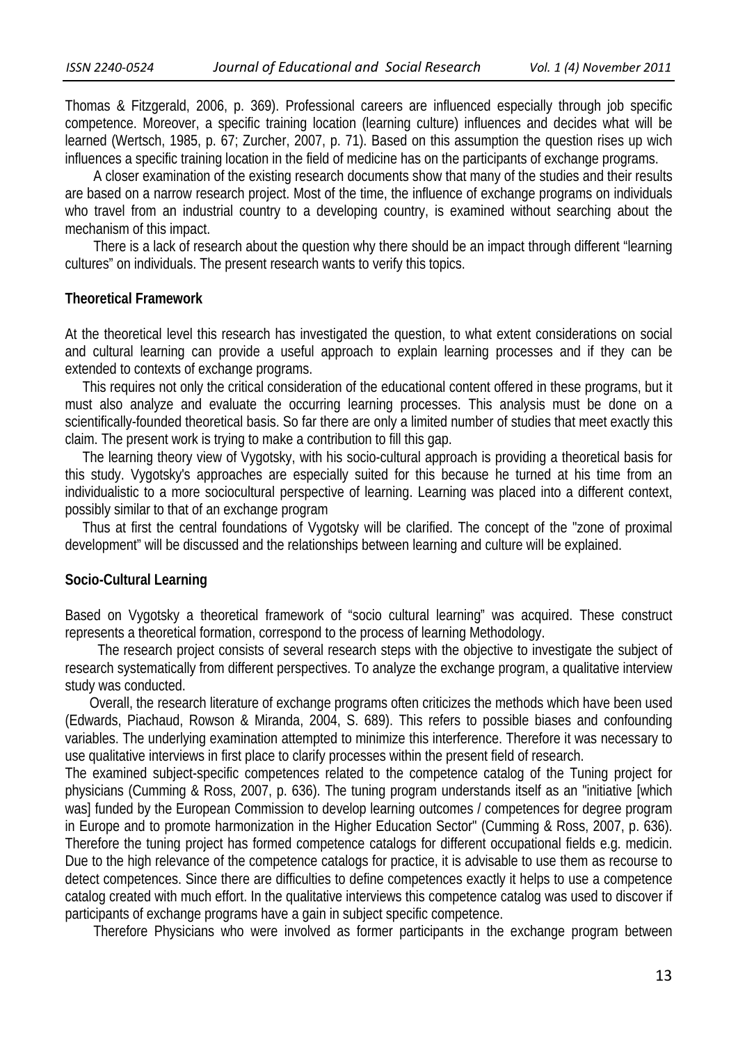Thomas & Fitzgerald, 2006, p. 369). Professional careers are influenced especially through job specific competence. Moreover, a specific training location (learning culture) influences and decides what will be learned (Wertsch, 1985, p. 67; Zurcher, 2007, p. 71). Based on this assumption the question rises up wich influences a specific training location in the field of medicine has on the participants of exchange programs.

A closer examination of the existing research documents show that many of the studies and their results are based on a narrow research project. Most of the time, the influence of exchange programs on individuals who travel from an industrial country to a developing country, is examined without searching about the mechanism of this impact.

There is a lack of research about the question why there should be an impact through different "learning cultures" on individuals. The present research wants to verify this topics.

## Theoretical Framework

At the theoretical level this research has investigated the question, to what extent considerations on social and cultural learning can provide a useful approach to explain learning processes and if they can be extended to contexts of exchange programs.

This requires not only the critical consideration of the educational content offered in these programs, but it must also analyze and evaluate the occurring learning processes. This analysis must be done on a scientifically-founded theoretical basis. So far there are only a limited number of studies that meet exactly this claim. The present work is trying to make a contribution to fill this gap.

The learning theory view of Vygotsky, with his socio-cultural approach is providing a theoretical basis for this study. Vygotsky's approaches are especially suited for this because he turned at his time from an individualistic to a more sociocultural perspective of learning. Learning was placed into a different context, possibly similar to that of an exchange program

Thus at first the central foundations of Vygotsky will be clarified. The concept of the "zone of proximal development" will be discussed and the relationships between learning and culture will be explained.

## Socio-Cultural Learning

Based on Vygotsky a theoretical framework of "socio cultural learning" was acquired. These construct represents a theoretical formation, correspond to the process of learning Methodology.

The research project consists of several research steps with the objective to investigate the subject of research systematically from different perspectives. To analyze the exchange program, a qualitative interview study was conducted.

Overall, the research literature of exchange programs often criticizes the methods which have been used (Edwards, Piachaud, Rowson & Miranda, 2004, S. 689). This refers to possible biases and confounding variables. The underlying examination attempted to minimize this interference. Therefore it was necessary to use qualitative interviews in first place to clarify processes within the present field of research.

The examined subject-specific competences related to the competence catalog of the Tuning project for physicians (Cumming & Ross, 2007, p. 636). The tuning program understands itself as an "initiative [which was] funded by the European Commission to develop learning outcomes / competences for degree program in Europe and to promote harmonization in the Higher Education Sector" (Cumming & Ross, 2007, p. 636). Therefore the tuning project has formed competence catalogs for different occupational fields e.g. medicin. Due to the high relevance of the competence catalogs for practice, it is advisable to use them as recourse to detect competences. Since there are difficulties to define competences exactly it helps to use a competence catalog created with much effort. In the qualitative interviews this competence catalog was used to discover if participants of exchange programs have a gain in subject specific competence.

Therefore Physicians who were involved as former participants in the exchange program between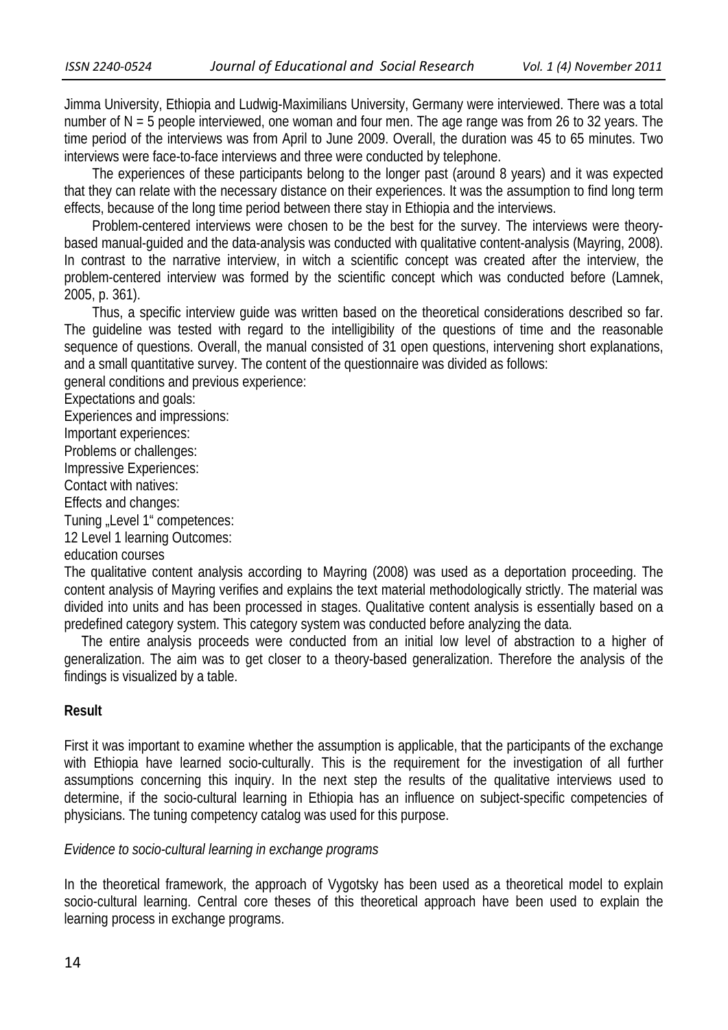Jimma University, Ethiopia and Ludwig-Maximilians University, Germany were interviewed. There was a total number of N = 5 people interviewed, one woman and four men. The age range was from 26 to 32 years. The time period of the interviews was from April to June 2009. Overall, the duration was 45 to 65 minutes. Two interviews were face-to-face interviews and three were conducted by telephone.

The experiences of these participants belong to the longer past (around 8 years) and it was expected that they can relate with the necessary distance on their experiences. It was the assumption to find long term effects, because of the long time period between there stay in Ethiopia and the interviews.

Problem-centered interviews were chosen to be the best for the survey. The interviews were theory-based manual-guided and the data-analysis was conducted with qualitative content-analysis (Mayring, 2008). In contrast to the narrative interview, in witch a scientific concept was created after the interview, the problem-centered interview was formed by the scientific concept which was conducted before (Lamnek, 2005, p. 361).

Thus, a specific interview guide was written based on the theoretical considerations described so far. The guideline was tested with regard to the intelligibility of the questions of time and the reasonable sequence of questions. Overall, the manual consisted of 31 open questions, intervening short explanations, and a small quantitative survey. The content of the questionnaire was divided as follows:

general conditions and previous experience:
Expectations and goals:
Experiences and impressions:
Important experiences:
Problems or challenges:
Impressive Experiences:
Contact with natives:
Effects and changes:
Tuning „Level 1" competences:
12 Level 1 learning Outcomes:
education courses

The qualitative content analysis according to Mayring (2008) was used as a deportation proceeding. The content analysis of Mayring verifies and explains the text material methodologically strictly. The material was divided into units and has been processed in stages. Qualitative content analysis is essentially based on a predefined category system. This category system was conducted before analyzing the data.

The entire analysis proceeds were conducted from an initial low level of abstraction to a higher of generalization. The aim was to get closer to a theory-based generalization. Therefore the analysis of the findings is visualized by a table.

## Result

First it was important to examine whether the assumption is applicable, that the participants of the exchange with Ethiopia have learned socio-culturally. This is the requirement for the investigation of all further assumptions concerning this inquiry. In the next step the results of the qualitative interviews used to determine, if the socio-cultural learning in Ethiopia has an influence on subject-specific competencies of physicians. The tuning competency catalog was used for this purpose.

*Evidence to socio-cultural learning in exchange programs*

In the theoretical framework, the approach of Vygotsky has been used as a theoretical model to explain socio-cultural learning. Central core theses of this theoretical approach have been used to explain the learning process in exchange programs.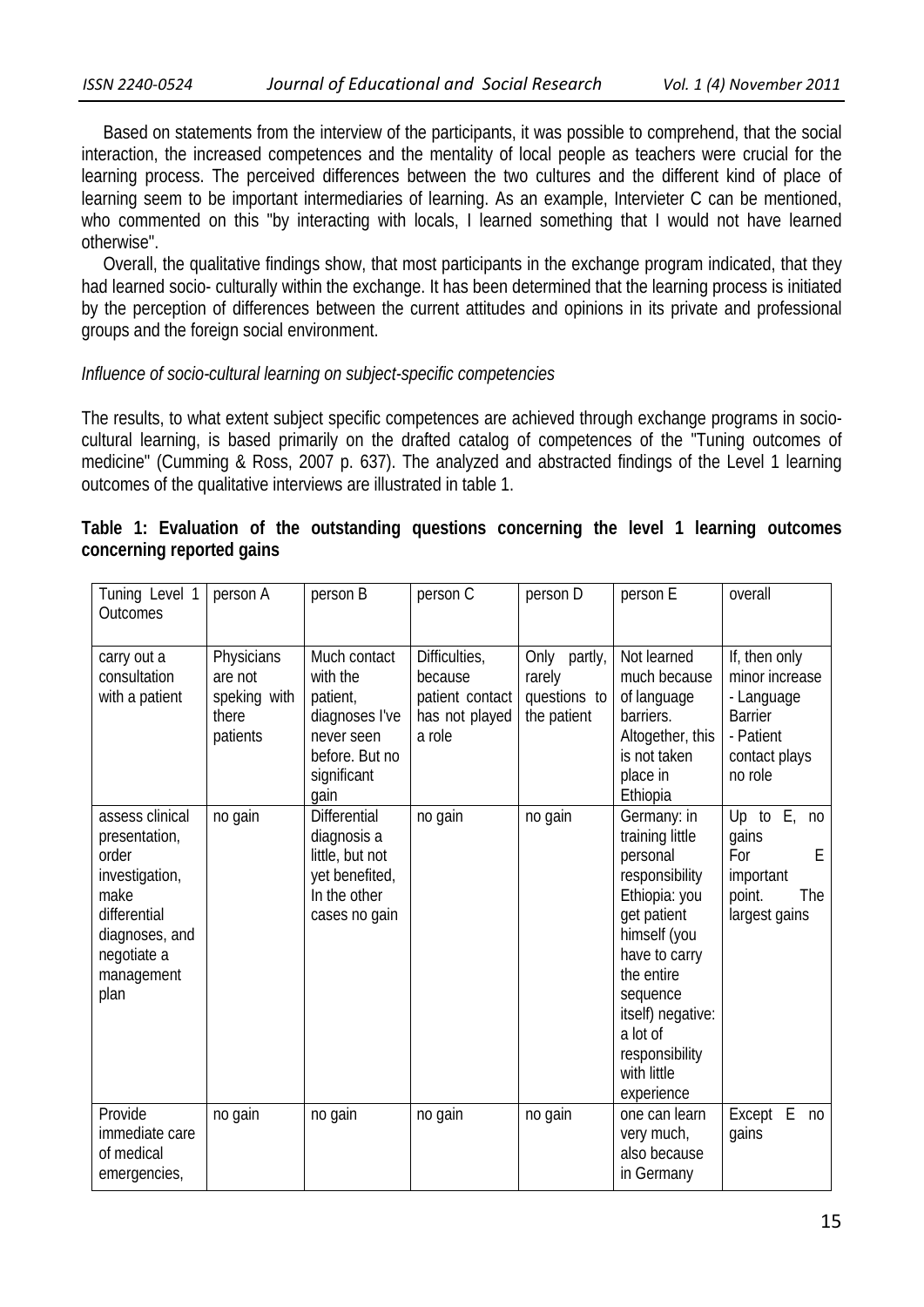Based on statements from the interview of the participants, it was possible to comprehend, that the social interaction, the increased competences and the mentality of local people as teachers were crucial for the learning process. The perceived differences between the two cultures and the different kind of place of learning seem to be important intermediaries of learning. As an example, Intervieter C can be mentioned, who commented on this "by interacting with locals, I learned something that I would not have learned otherwise".

Overall, the qualitative findings show, that most participants in the exchange program indicated, that they had learned socio- culturally within the exchange. It has been determined that the learning process is initiated by the perception of differences between the current attitudes and opinions in its private and professional groups and the foreign social environment.

*Influence of socio-cultural learning on subject-specific competencies*

The results, to what extent subject specific competences are achieved through exchange programs in socio-cultural learning, is based primarily on the drafted catalog of competences of the "Tuning outcomes of medicine" (Cumming & Ross, 2007 p. 637). The analyzed and abstracted findings of the Level 1 learning outcomes of the qualitative interviews are illustrated in table 1.

**Table 1: Evaluation of the outstanding questions concerning the level 1 learning outcomes concerning reported gains**

| Tuning Level 1 Outcomes | person A | person B | person C | person D | person E | overall |
|---|---|---|---|---|---|---|
| carry out a consultation with a patient | Physicians are not speking with there patients | Much contact with the patient, diagnoses I've never seen before. But no significant gain | Difficulties, because patient contact has not played a role | Only partly, rarely questions to the patient | Not learned much because of language barriers. Altogether, this is not taken place in Ethiopia | If, then only minor increase - Language Barrier - Patient contact plays no role |
| assess clinical presentation, order investigation, make differential diagnoses, and negotiate a management plan | no gain | Differential diagnosis a little, but not yet benefited, In the other cases no gain | no gain | no gain | Germany: in training little personal responsibility Ethiopia: you get patient himself (you have to carry the entire sequence itself) negative: a lot of responsibility with little experience | Up to E, no gains For E important point. The largest gains |
| Provide immediate care of medical emergencies, | no gain | no gain | no gain | no gain | one can learn very much, also because in Germany | Except E no gains |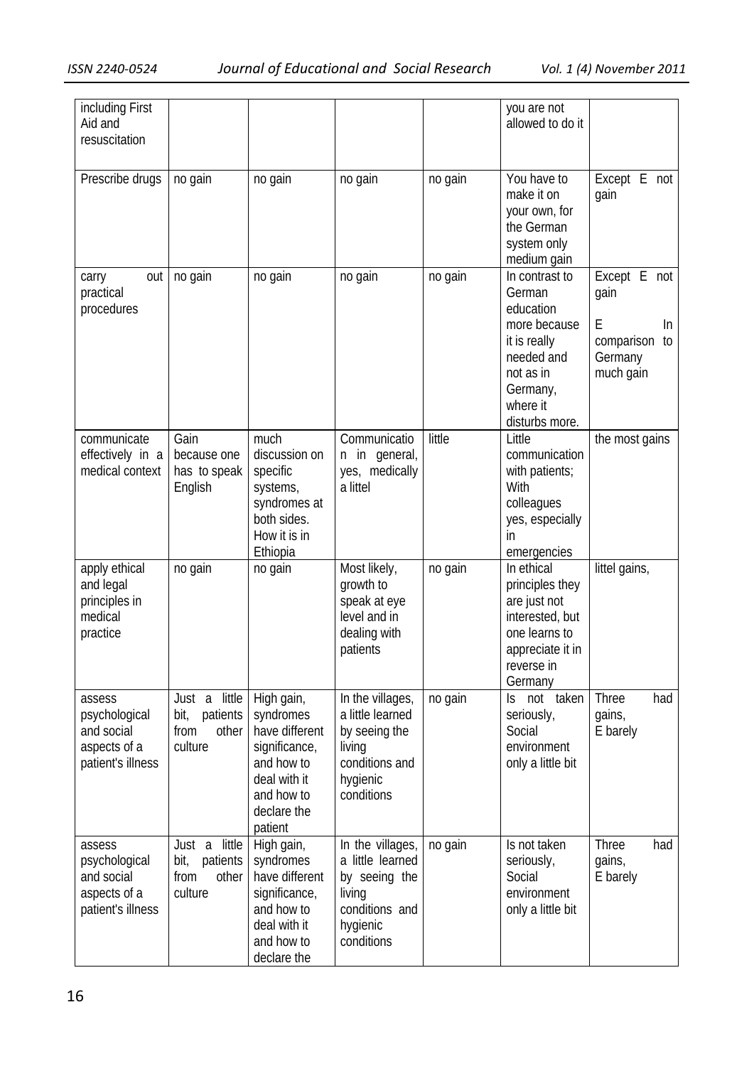| | | | | | | |
|---|---|---|---|---|---|---|
| including First Aid and resuscitation | | | | | you are not allowed to do it | |
| Prescribe drugs | no gain | no gain | no gain | no gain | You have to make it on your own, for the German system only medium gain | Except E not gain |
| carry out practical procedures | no gain | no gain | no gain | no gain | In contrast to German education more because it is really needed and not as in Germany, where it disturbs more. | Except E not gain<br>E In comparison to Germany much gain |
| communicate effectively in a medical context | Gain because one has to speak English | much discussion on specific systems, syndromes at both sides. How it is in Ethiopia | Communication in general, yes, medically a littel | little | Little communication with patients; With colleagues yes, especially in emergencies | the most gains |
| apply ethical and legal principles in medical practice | no gain | no gain | Most likely, growth to speak at eye level and in dealing with patients | no gain | In ethical principles they are just not interested, but one learns to appreciate it in reverse in Germany | littel gains, |
| assess psychological and social aspects of a patient's illness | Just a little bit, patients from other culture | High gain, syndromes have different significance, and how to deal with it and how to declare the patient | In the villages, a little learned by seeing the living conditions and hygienic conditions | no gain | Is not taken seriously, Social environment only a little bit | Three had gains, E barely |
| assess psychological and social aspects of a patient's illness | Just a little bit, patients from other culture | High gain, syndromes have different significance, and how to deal with it and how to declare the | In the villages, a little learned by seeing the living conditions and hygienic conditions | no gain | Is not taken seriously, Social environment only a little bit | Three had gains, E barely |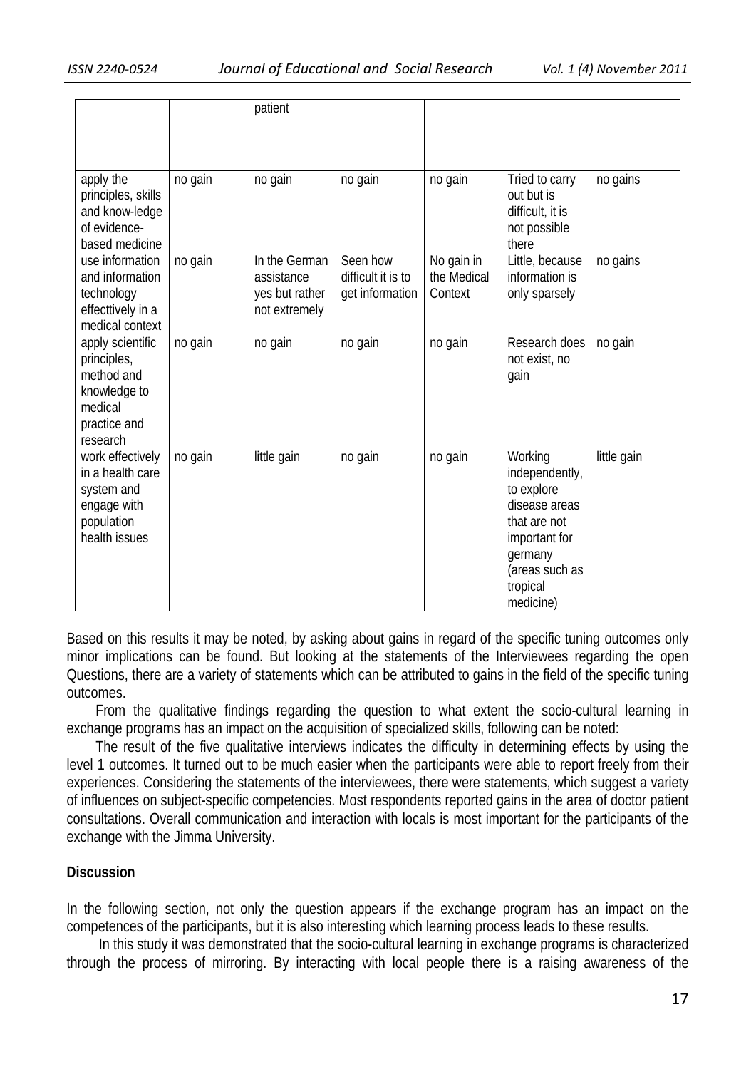| | | patient | | | | |
|---|---|---|---|---|---|---|
| apply the principles, skills and know-ledge of evidence-based medicine | no gain | no gain | no gain | no gain | Tried to carry out but is difficult, it is not possible there | no gains |
| use information and information technology effecttively in a medical context | no gain | In the German assistance yes but rather not extremely | Seen how difficult it is to get information | No gain in the Medical Context | Little, because information is only sparsely | no gains |
| apply scientific principles, method and knowledge to medical practice and research | no gain | no gain | no gain | no gain | Research does not exist, no gain | no gain |
| work effectively in a health care system and engage with population health issues | no gain | little gain | no gain | no gain | Working independently, to explore disease areas that are not important for germany (areas such as tropical medicine) | little gain |

Based on this results it may be noted, by asking about gains in regard of the specific tuning outcomes only minor implications can be found. But looking at the statements of the Interviewees regarding the open Questions, there are a variety of statements which can be attributed to gains in the field of the specific tuning outcomes.

From the qualitative findings regarding the question to what extent the socio-cultural learning in exchange programs has an impact on the acquisition of specialized skills, following can be noted:

The result of the five qualitative interviews indicates the difficulty in determining effects by using the level 1 outcomes. It turned out to be much easier when the participants were able to report freely from their experiences. Considering the statements of the interviewees, there were statements, which suggest a variety of influences on subject-specific competencies. Most respondents reported gains in the area of doctor patient consultations. Overall communication and interaction with locals is most important for the participants of the exchange with the Jimma University.

**Discussion**

In the following section, not only the question appears if the exchange program has an impact on the competences of the participants, but it is also interesting which learning process leads to these results.

In this study it was demonstrated that the socio-cultural learning in exchange programs is characterized through the process of mirroring. By interacting with local people there is a raising awareness of the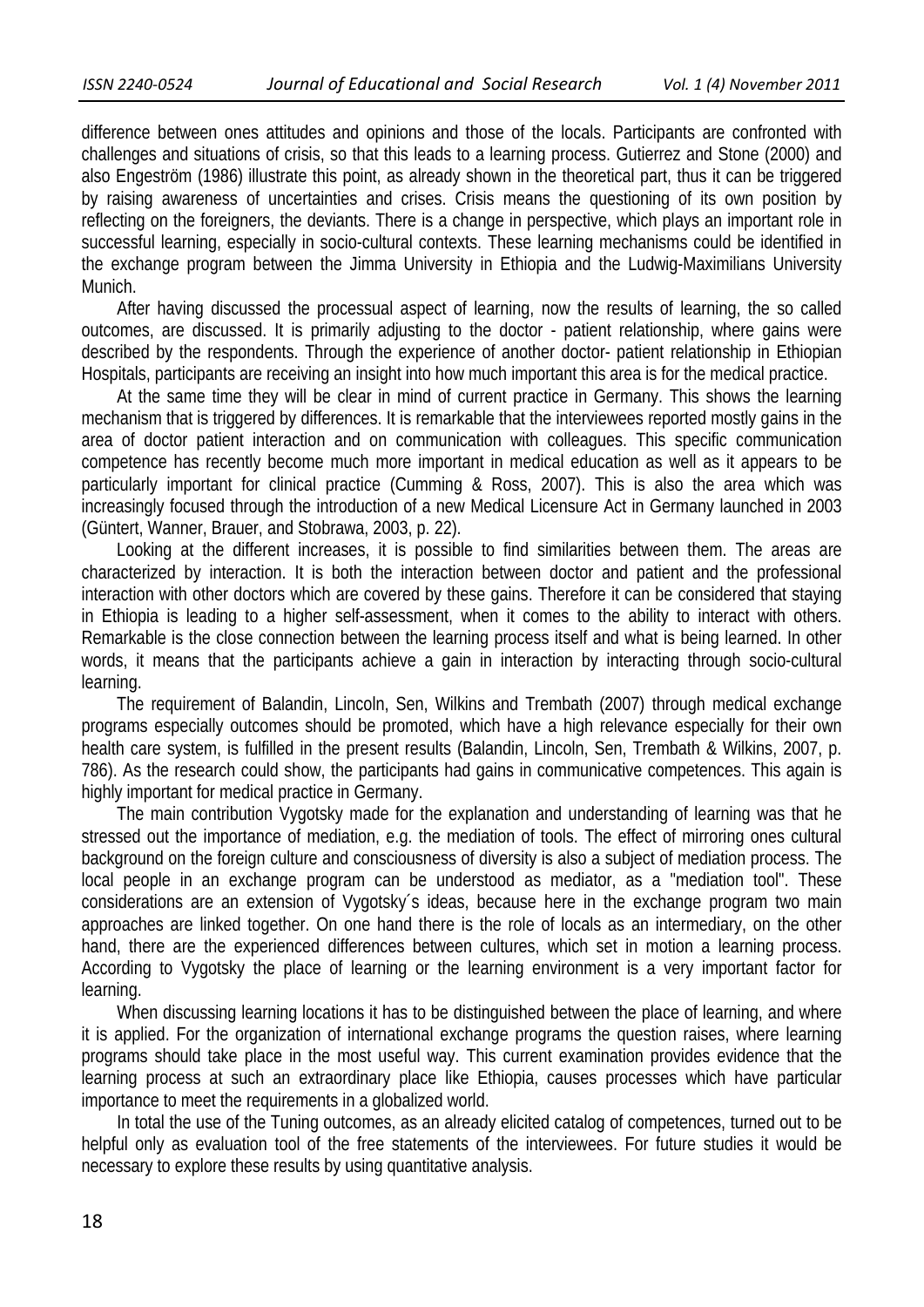difference between ones attitudes and opinions and those of the locals. Participants are confronted with challenges and situations of crisis, so that this leads to a learning process. Gutierrez and Stone (2000) and also Engeström (1986) illustrate this point, as already shown in the theoretical part, thus it can be triggered by raising awareness of uncertainties and crises. Crisis means the questioning of its own position by reflecting on the foreigners, the deviants. There is a change in perspective, which plays an important role in successful learning, especially in socio-cultural contexts. These learning mechanisms could be identified in the exchange program between the Jimma University in Ethiopia and the Ludwig-Maximilians University Munich.

After having discussed the processual aspect of learning, now the results of learning, the so called outcomes, are discussed. It is primarily adjusting to the doctor - patient relationship, where gains were described by the respondents. Through the experience of another doctor- patient relationship in Ethiopian Hospitals, participants are receiving an insight into how much important this area is for the medical practice.

At the same time they will be clear in mind of current practice in Germany. This shows the learning mechanism that is triggered by differences. It is remarkable that the interviewees reported mostly gains in the area of doctor patient interaction and on communication with colleagues. This specific communication competence has recently become much more important in medical education as well as it appears to be particularly important for clinical practice (Cumming & Ross, 2007). This is also the area which was increasingly focused through the introduction of a new Medical Licensure Act in Germany launched in 2003 (Güntert, Wanner, Brauer, and Stobrawa, 2003, p. 22).

Looking at the different increases, it is possible to find similarities between them. The areas are characterized by interaction. It is both the interaction between doctor and patient and the professional interaction with other doctors which are covered by these gains. Therefore it can be considered that staying in Ethiopia is leading to a higher self-assessment, when it comes to the ability to interact with others. Remarkable is the close connection between the learning process itself and what is being learned. In other words, it means that the participants achieve a gain in interaction by interacting through socio-cultural learning.

The requirement of Balandin, Lincoln, Sen, Wilkins and Trembath (2007) through medical exchange programs especially outcomes should be promoted, which have a high relevance especially for their own health care system, is fulfilled in the present results (Balandin, Lincoln, Sen, Trembath & Wilkins, 2007, p. 786). As the research could show, the participants had gains in communicative competences. This again is highly important for medical practice in Germany.

The main contribution Vygotsky made for the explanation and understanding of learning was that he stressed out the importance of mediation, e.g. the mediation of tools. The effect of mirroring ones cultural background on the foreign culture and consciousness of diversity is also a subject of mediation process. The local people in an exchange program can be understood as mediator, as a "mediation tool". These considerations are an extension of Vygotsky´s ideas, because here in the exchange program two main approaches are linked together. On one hand there is the role of locals as an intermediary, on the other hand, there are the experienced differences between cultures, which set in motion a learning process. According to Vygotsky the place of learning or the learning environment is a very important factor for learning.

When discussing learning locations it has to be distinguished between the place of learning, and where it is applied. For the organization of international exchange programs the question raises, where learning programs should take place in the most useful way. This current examination provides evidence that the learning process at such an extraordinary place like Ethiopia, causes processes which have particular importance to meet the requirements in a globalized world.

In total the use of the Tuning outcomes, as an already elicited catalog of competences, turned out to be helpful only as evaluation tool of the free statements of the interviewees. For future studies it would be necessary to explore these results by using quantitative analysis.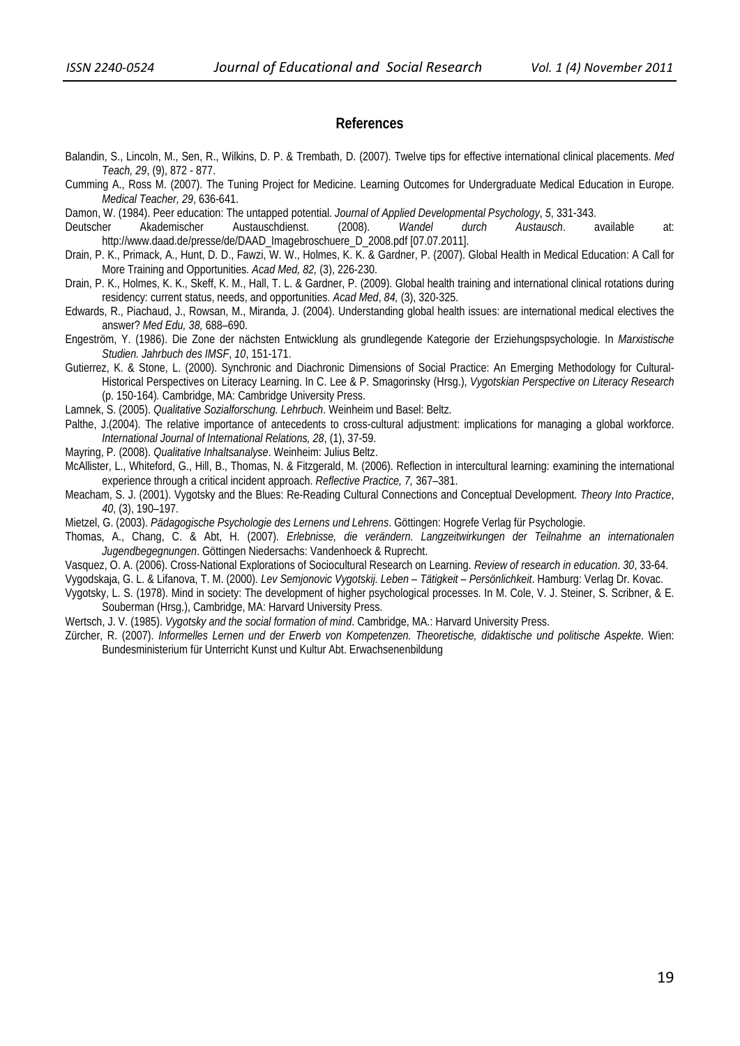## References

Balandin, S., Lincoln, M., Sen, R., Wilkins, D. P. & Trembath, D. (2007). Twelve tips for effective international clinical placements. *Med Teach, 29*, (9), 872 - 877.

Cumming A., Ross M. (2007). The Tuning Project for Medicine. Learning Outcomes for Undergraduate Medical Education in Europe. *Medical Teacher, 29*, 636-641.

Damon, W. (1984). Peer education: The untapped potential. *Journal of Applied Developmental Psychology*, *5*, 331-343.

Deutscher Akademischer Austauschdienst. (2008). *Wandel durch Austausch*. available at: http://www.daad.de/presse/de/DAAD_Imagebroschuere_D_2008.pdf [07.07.2011].

Drain, P. K., Primack, A., Hunt, D. D., Fawzi, W. W., Holmes, K. K. & Gardner, P. (2007). Global Health in Medical Education: A Call for More Training and Opportunities. *Acad Med, 82,* (3), 226-230.

Drain, P. K., Holmes, K. K., Skeff, K. M., Hall, T. L. & Gardner, P. (2009). Global health training and international clinical rotations during residency: current status, needs, and opportunities. *Acad Med*, *84,* (3), 320-325.

Edwards, R., Piachaud, J., Rowsan, M., Miranda, J. (2004). Understanding global health issues: are international medical electives the answer? *Med Edu, 38,* 688–690.

Engeström, Y. (1986). Die Zone der nächsten Entwicklung als grundlegende Kategorie der Erziehungspsychologie. In *Marxistische Studien. Jahrbuch des IMSF*, *10*, 151-171.

Gutierrez, K. & Stone, L. (2000). Synchronic and Diachronic Dimensions of Social Practice: An Emerging Methodology for Cultural-Historical Perspectives on Literacy Learning. In C. Lee & P. Smagorinsky (Hrsg.), *Vygotskian Perspective on Literacy Research* (p. 150-164)*.* Cambridge, MA: Cambridge University Press.

Lamnek, S. (2005). *Qualitative Sozialforschung. Lehrbuch*. Weinheim und Basel: Beltz.

Palthe, J.(2004). The relative importance of antecedents to cross-cultural adjustment: implications for managing a global workforce. *International Journal of International Relations, 28*, (1), 37-59.

Mayring, P. (2008). *Qualitative Inhaltsanalyse*. Weinheim: Julius Beltz.

McAllister, L., Whiteford, G., Hill, B., Thomas, N. & Fitzgerald, M. (2006). Reflection in intercultural learning: examining the international experience through a critical incident approach. *Reflective Practice, 7,* 367–381.

Meacham, S. J. (2001). Vygotsky and the Blues: Re-Reading Cultural Connections and Conceptual Development. *Theory Into Practice*, *40*, (3), 190–197.

Mietzel, G. (2003). *Pädagogische Psychologie des Lernens und Lehrens*. Göttingen: Hogrefe Verlag für Psychologie.

Thomas, A., Chang, C. & Abt, H. (2007). *Erlebnisse, die verändern. Langzeitwirkungen der Teilnahme an internationalen Jugendbegegnungen*. Göttingen Niedersachs: Vandenhoeck & Ruprecht.

Vasquez, O. A. (2006). Cross-National Explorations of Sociocultural Research on Learning. *Review of research in education*. *30*, 33-64.

Vygodskaja, G. L. & Lifanova, T. M. (2000)*. Lev Semjonovic Vygotskij. Leben – Tätigkeit – Persönlichkeit*. Hamburg: Verlag Dr. Kovac.

Vygotsky, L. S. (1978). Mind in society: The development of higher psychological processes. In M. Cole, V. J. Steiner, S. Scribner, & E. Souberman (Hrsg.), Cambridge, MA: Harvard University Press.

Wertsch, J. V. (1985). *Vygotsky and the social formation of mind*. Cambridge, MA.: Harvard University Press.

Zürcher, R. (2007). *Informelles Lernen und der Erwerb von Kompetenzen. Theoretische, didaktische und politische Aspekte*. Wien: Bundesministerium für Unterricht Kunst und Kultur Abt. Erwachsenenbildung